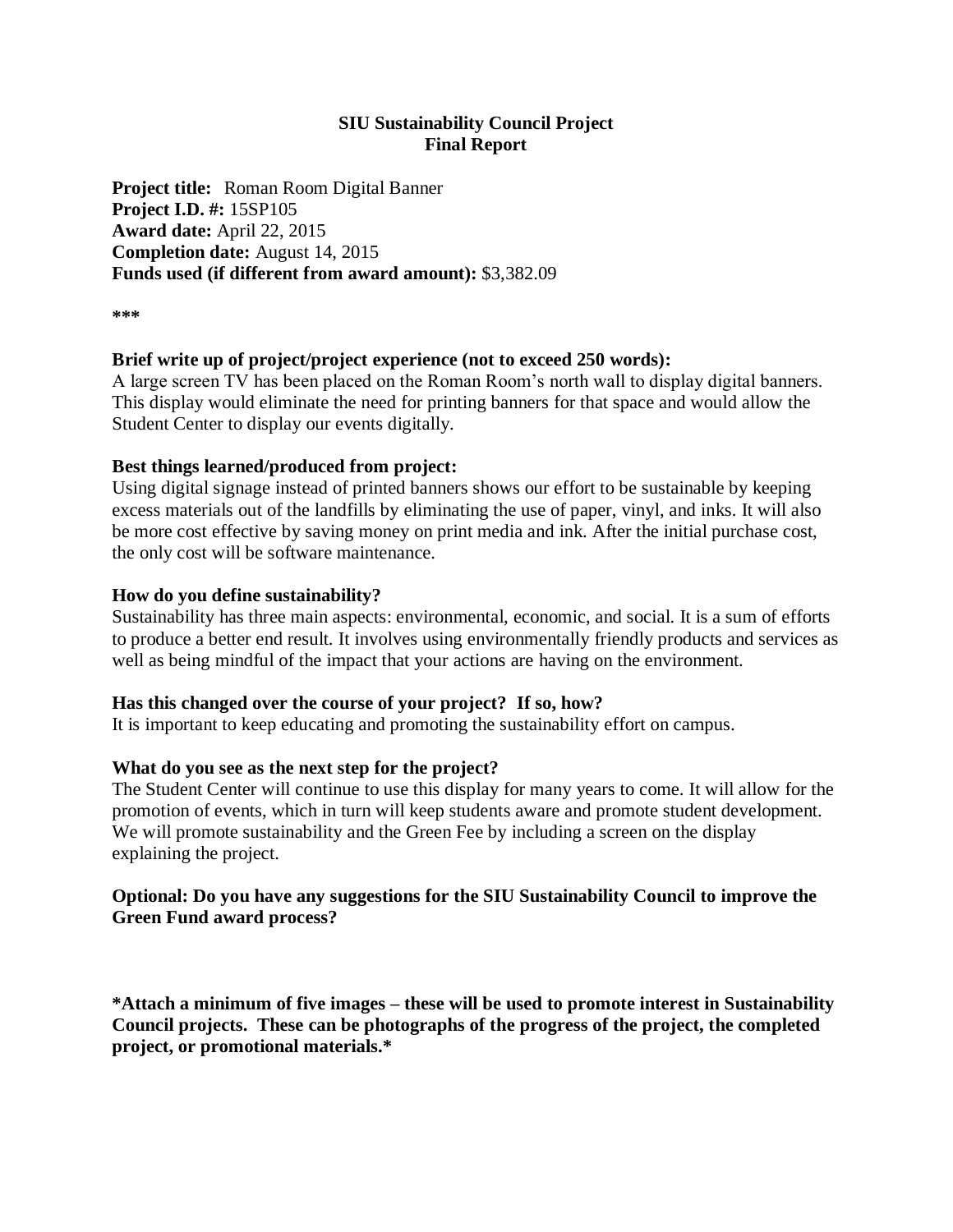# SIU Sustainability Council Project
## Final Report

**Project title:** Roman Room Digital Banner
**Project I.D. #:** 15SP105
**Award date:** April 22, 2015
**Completion date:** August 14, 2015
**Funds used (if different from award amount):** $3,382.09

***

**Brief write up of project/project experience (not to exceed 250 words):**
A large screen TV has been placed on the Roman Room's north wall to display digital banners. This display would eliminate the need for printing banners for that space and would allow the Student Center to display our events digitally.

**Best things learned/produced from project:**
Using digital signage instead of printed banners shows our effort to be sustainable by keeping excess materials out of the landfills by eliminating the use of paper, vinyl, and inks. It will also be more cost effective by saving money on print media and ink. After the initial purchase cost, the only cost will be software maintenance.

**How do you define sustainability?**
Sustainability has three main aspects: environmental, economic, and social. It is a sum of efforts to produce a better end result. It involves using environmentally friendly products and services as well as being mindful of the impact that your actions are having on the environment.

**Has this changed over the course of your project? If so, how?**
It is important to keep educating and promoting the sustainability effort on campus.

**What do you see as the next step for the project?**
The Student Center will continue to use this display for many years to come. It will allow for the promotion of events, which in turn will keep students aware and promote student development. We will promote sustainability and the Green Fee by including a screen on the display explaining the project.

**Optional: Do you have any suggestions for the SIU Sustainability Council to improve the Green Fund award process?**

**\*Attach a minimum of five images – these will be used to promote interest in Sustainability Council projects. These can be photographs of the progress of the project, the completed project, or promotional materials.\***